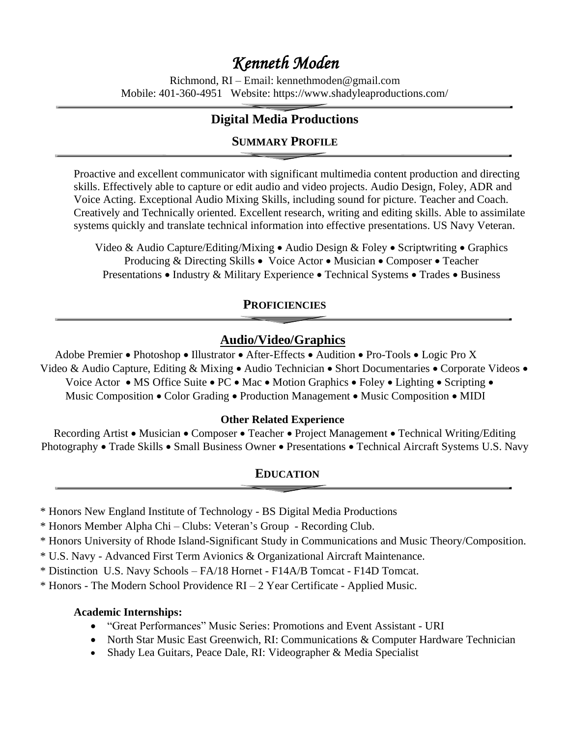# *Kenneth Moden*

Richmond, RI – Email: kennethmoden@gmail.com
Mobile: 401-360-4951 Website: https://www.shadyleaproductions.com/

## Digital Media Productions

### SUMMARY PROFILE

Proactive and excellent communicator with significant multimedia content production and directing skills. Effectively able to capture or edit audio and video projects. Audio Design, Foley, ADR and Voice Acting. Exceptional Audio Mixing Skills, including sound for picture. Teacher and Coach. Creatively and Technically oriented. Excellent research, writing and editing skills. Able to assimilate systems quickly and translate technical information into effective presentations. US Navy Veteran.

Video & Audio Capture/Editing/Mixing • Audio Design & Foley • Scriptwriting • Graphics
Producing & Directing Skills • Voice Actor • Musician • Composer • Teacher
Presentations • Industry & Military Experience • Technical Systems • Trades • Business

### PROFICIENCIES

#### Audio/Video/Graphics

Adobe Premier • Photoshop • Illustrator • After-Effects • Audition • Pro-Tools • Logic Pro X
Video & Audio Capture, Editing & Mixing • Audio Technician • Short Documentaries • Corporate Videos •
Voice Actor • MS Office Suite • PC • Mac • Motion Graphics • Foley • Lighting • Scripting •
Music Composition • Color Grading • Production Management • Music Composition • MIDI

**Other Related Experience**

Recording Artist • Musician • Composer • Teacher • Project Management • Technical Writing/Editing
Photography • Trade Skills • Small Business Owner • Presentations • Technical Aircraft Systems U.S. Navy

### EDUCATION

* Honors New England Institute of Technology - BS Digital Media Productions
* Honors Member Alpha Chi – Clubs: Veteran's Group - Recording Club.
* Honors University of Rhode Island-Significant Study in Communications and Music Theory/Composition.
* U.S. Navy - Advanced First Term Avionics & Organizational Aircraft Maintenance.
* Distinction U.S. Navy Schools – FA/18 Hornet - F14A/B Tomcat - F14D Tomcat.
* Honors - The Modern School Providence RI – 2 Year Certificate - Applied Music.

**Academic Internships:**

- "Great Performances" Music Series: Promotions and Event Assistant - URI
- North Star Music East Greenwich, RI: Communications & Computer Hardware Technician
- Shady Lea Guitars, Peace Dale, RI: Videographer & Media Specialist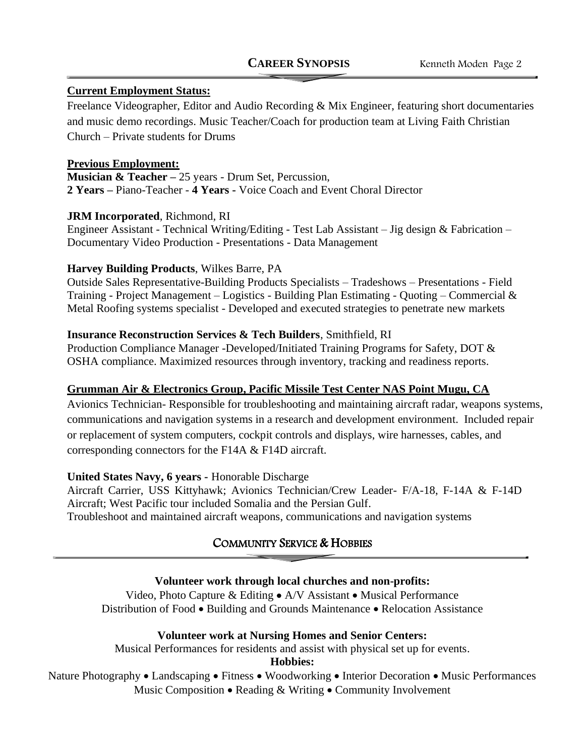## CAREER SYNOPSIS

**Current Employment Status:**

Freelance Videographer, Editor and Audio Recording & Mix Engineer, featuring short documentaries and music demo recordings. Music Teacher/Coach for production team at Living Faith Christian Church – Private students for Drums

**Previous Employment:**

**Musician & Teacher –** 25 years - Drum Set, Percussion,
**2 Years –** Piano-Teacher - **4 Years -** Voice Coach and Event Choral Director

**JRM Incorporated**, Richmond, RI
Engineer Assistant - Technical Writing/Editing - Test Lab Assistant – Jig design & Fabrication – Documentary Video Production - Presentations - Data Management

**Harvey Building Products**, Wilkes Barre, PA
Outside Sales Representative-Building Products Specialists – Tradeshows – Presentations - Field Training - Project Management – Logistics - Building Plan Estimating - Quoting – Commercial & Metal Roofing systems specialist - Developed and executed strategies to penetrate new markets

**Insurance Reconstruction Services & Tech Builders**, Smithfield, RI
Production Compliance Manager -Developed/Initiated Training Programs for Safety, DOT & OSHA compliance. Maximized resources through inventory, tracking and readiness reports.

**Grumman Air & Electronics Group, Pacific Missile Test Center NAS Point Mugu, CA**
Avionics Technician- Responsible for troubleshooting and maintaining aircraft radar, weapons systems, communications and navigation systems in a research and development environment. Included repair or replacement of system computers, cockpit controls and displays, wire harnesses, cables, and corresponding connectors for the F14A & F14D aircraft.

**United States Navy, 6 years** - Honorable Discharge
Aircraft Carrier, USS Kittyhawk; Avionics Technician/Crew Leader- F/A-18, F-14A & F-14D Aircraft; West Pacific tour included Somalia and the Persian Gulf.
Troubleshoot and maintained aircraft weapons, communications and navigation systems

## COMMUNITY SERVICE & HOBBIES

**Volunteer work through local churches and non-profits:**
Video, Photo Capture & Editing • A/V Assistant • Musical Performance
Distribution of Food • Building and Grounds Maintenance • Relocation Assistance

**Volunteer work at Nursing Homes and Senior Centers:**
Musical Performances for residents and assist with physical set up for events.

**Hobbies:**
Nature Photography • Landscaping • Fitness • Woodworking • Interior Decoration • Music Performances
Music Composition • Reading & Writing • Community Involvement